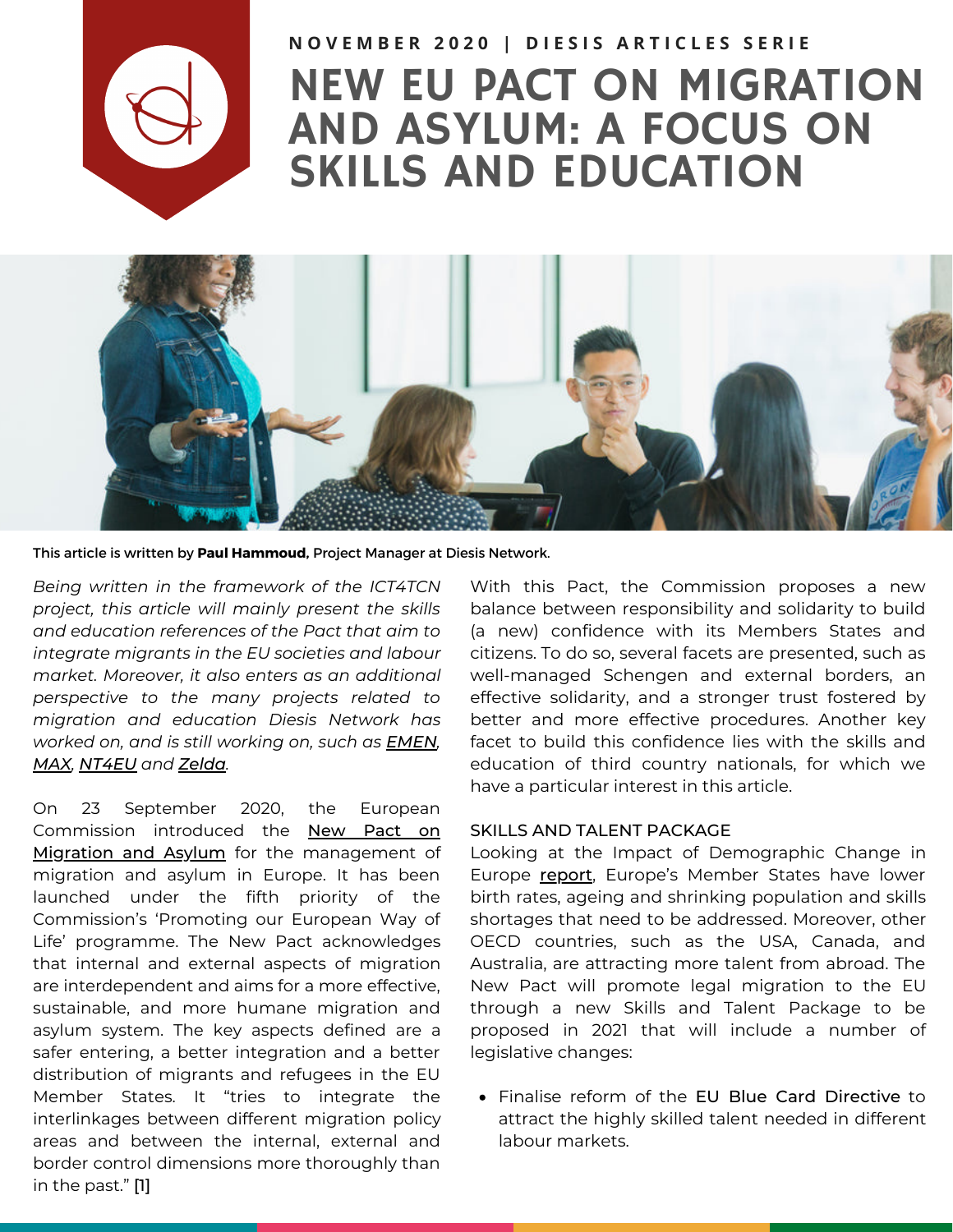**NOVEMBER 2020 | DIESIS ARTICLES SERIE**

# NEW EU PACT ON MIGRATION AND ASYLUM: A FOCUS ON SKILLS AND EDUCATION

This article is written by **Paul Hammoud**, Project Manager at Diesis Network.

*Being written in the framework of the ICT4TCN project, this article will mainly present the skills and education references of the Pact that aim to integrate migrants in the EU societies and labour market. Moreover, it also enters as an additional perspective to the many projects related to migration and education Diesis Network has worked on, and is still working on, such as EMEN, MAX, NT4EU and Zelda.*

On 23 September 2020, the European Commission introduced the New Pact on Migration and Asylum for the management of migration and asylum in Europe. It has been launched under the fifth priority of the Commission's 'Promoting our European Way of Life' programme. The New Pact acknowledges that internal and external aspects of migration are interdependent and aims for a more effective, sustainable, and more humane migration and asylum system. The key aspects defined are a safer entering, a better integration and a better distribution of migrants and refugees in the EU Member States. It "tries to integrate the interlinkages between different migration policy areas and between the internal, external and border control dimensions more thoroughly than in the past." [1]

With this Pact, the Commission proposes a new balance between responsibility and solidarity to build (a new) confidence with its Members States and citizens. To do so, several facets are presented, such as well-managed Schengen and external borders, an effective solidarity, and a stronger trust fostered by better and more effective procedures. Another key facet to build this confidence lies with the skills and education of third country nationals, for which we have a particular interest in this article.

## SKILLS AND TALENT PACKAGE

Looking at the Impact of Demographic Change in Europe report, Europe's Member States have lower birth rates, ageing and shrinking population and skills shortages that need to be addressed. Moreover, other OECD countries, such as the USA, Canada, and Australia, are attracting more talent from abroad. The New Pact will promote legal migration to the EU through a new Skills and Talent Package to be proposed in 2021 that will include a number of legislative changes:

- Finalise reform of the EU Blue Card Directive to attract the highly skilled talent needed in different labour markets.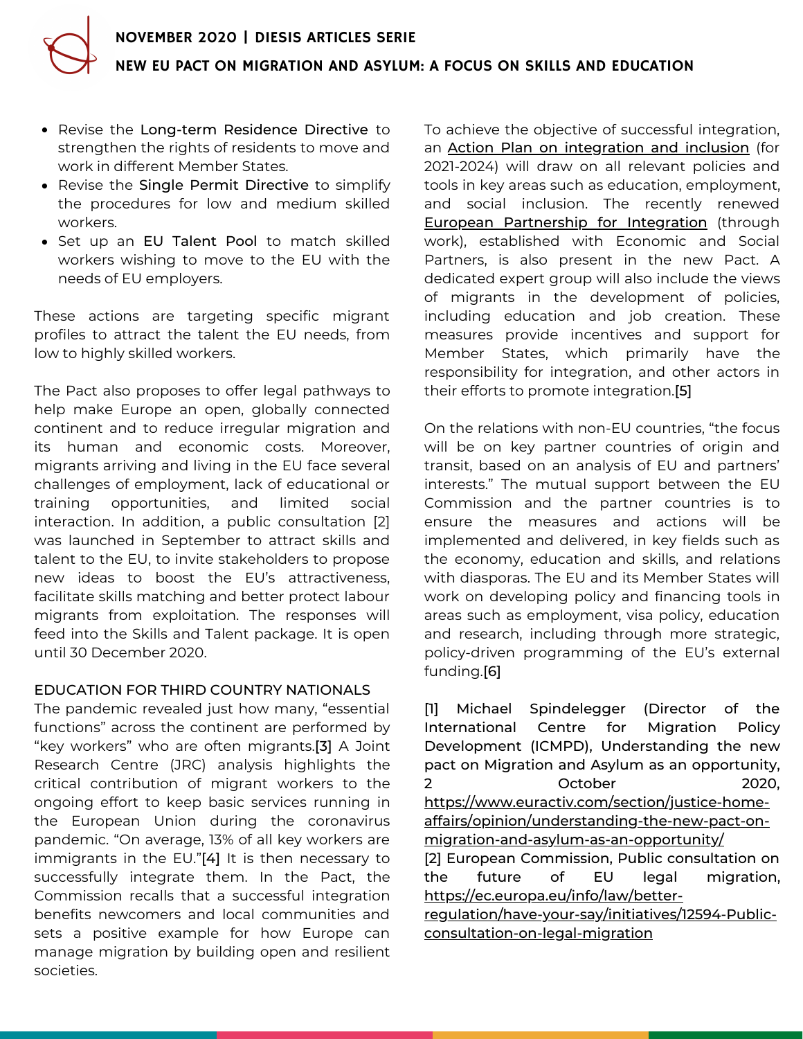- Revise the **Long-term Residence Directive** to strengthen the rights of residents to move and work in different Member States.
- Revise the **Single Permit Directive** to simplify the procedures for low and medium skilled workers.
- Set up an **EU Talent Pool** to match skilled workers wishing to move to the EU with the needs of EU employers.

These actions are targeting specific migrant profiles to attract the talent the EU needs, from low to highly skilled workers.

The Pact also proposes to offer legal pathways to help make Europe an open, globally connected continent and to reduce irregular migration and its human and economic costs. Moreover, migrants arriving and living in the EU face several challenges of employment, lack of educational or training opportunities, and limited social interaction. In addition, a public consultation [2] was launched in September to attract skills and talent to the EU, to invite stakeholders to propose new ideas to boost the EU's attractiveness, facilitate skills matching and better protect labour migrants from exploitation. The responses will feed into the Skills and Talent package. It is open until 30 December 2020.

## EDUCATION FOR THIRD COUNTRY NATIONALS

The pandemic revealed just how many, "essential functions" across the continent are performed by "key workers" who are often migrants.[3] A Joint Research Centre (JRC) analysis highlights the critical contribution of migrant workers to the ongoing effort to keep basic services running in the European Union during the coronavirus pandemic. "On average, 13% of all key workers are immigrants in the EU."[4] It is then necessary to successfully integrate them. In the Pact, the Commission recalls that a successful integration benefits newcomers and local communities and sets a positive example for how Europe can manage migration by building open and resilient societies.

To achieve the objective of successful integration, an Action Plan on integration and inclusion (for 2021-2024) will draw on all relevant policies and tools in key areas such as education, employment, and social inclusion. The recently renewed European Partnership for Integration (through work), established with Economic and Social Partners, is also present in the new Pact. A dedicated expert group will also include the views of migrants in the development of policies, including education and job creation. These measures provide incentives and support for Member States, which primarily have the responsibility for integration, and other actors in their efforts to promote integration.[5]

On the relations with non-EU countries, "the focus will be on key partner countries of origin and transit, based on an analysis of EU and partners' interests." The mutual support between the EU Commission and the partner countries is to ensure the measures and actions will be implemented and delivered, in key fields such as the economy, education and skills, and relations with diasporas. The EU and its Member States will work on developing policy and financing tools in areas such as employment, visa policy, education and research, including through more strategic, policy-driven programming of the EU's external funding.[6]

[1] Michael Spindelegger (Director of the International Centre for Migration Policy Development (ICMPD), Understanding the new pact on Migration and Asylum as an opportunity, 2 October 2020, https://www.euractiv.com/section/justice-home-affairs/opinion/understanding-the-new-pact-on-migration-and-asylum-as-an-opportunity/

[2] European Commission, Public consultation on the future of EU legal migration, https://ec.europa.eu/info/law/better-regulation/have-your-say/initiatives/12594-Public-consultation-on-legal-migration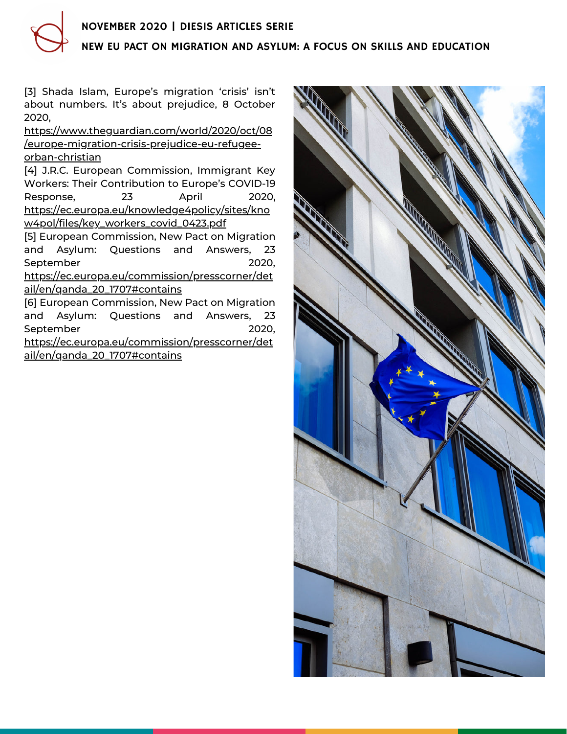[3] Shada Islam, Europe's migration 'crisis' isn't about numbers. It's about prejudice, 8 October 2020, https://www.theguardian.com/world/2020/oct/08/europe-migration-crisis-prejudice-eu-refugee-orban-christian

[4] J.R.C. European Commission, Immigrant Key Workers: Their Contribution to Europe's COVID-19 Response, 23 April 2020, https://ec.europa.eu/knowledge4policy/sites/know4pol/files/key_workers_covid_0423.pdf

[5] European Commission, New Pact on Migration and Asylum: Questions and Answers, 23 September 2020, https://ec.europa.eu/commission/presscorner/detail/en/qanda_20_1707#contains

[6] European Commission, New Pact on Migration and Asylum: Questions and Answers, 23 September 2020, https://ec.europa.eu/commission/presscorner/detail/en/qanda_20_1707#contains